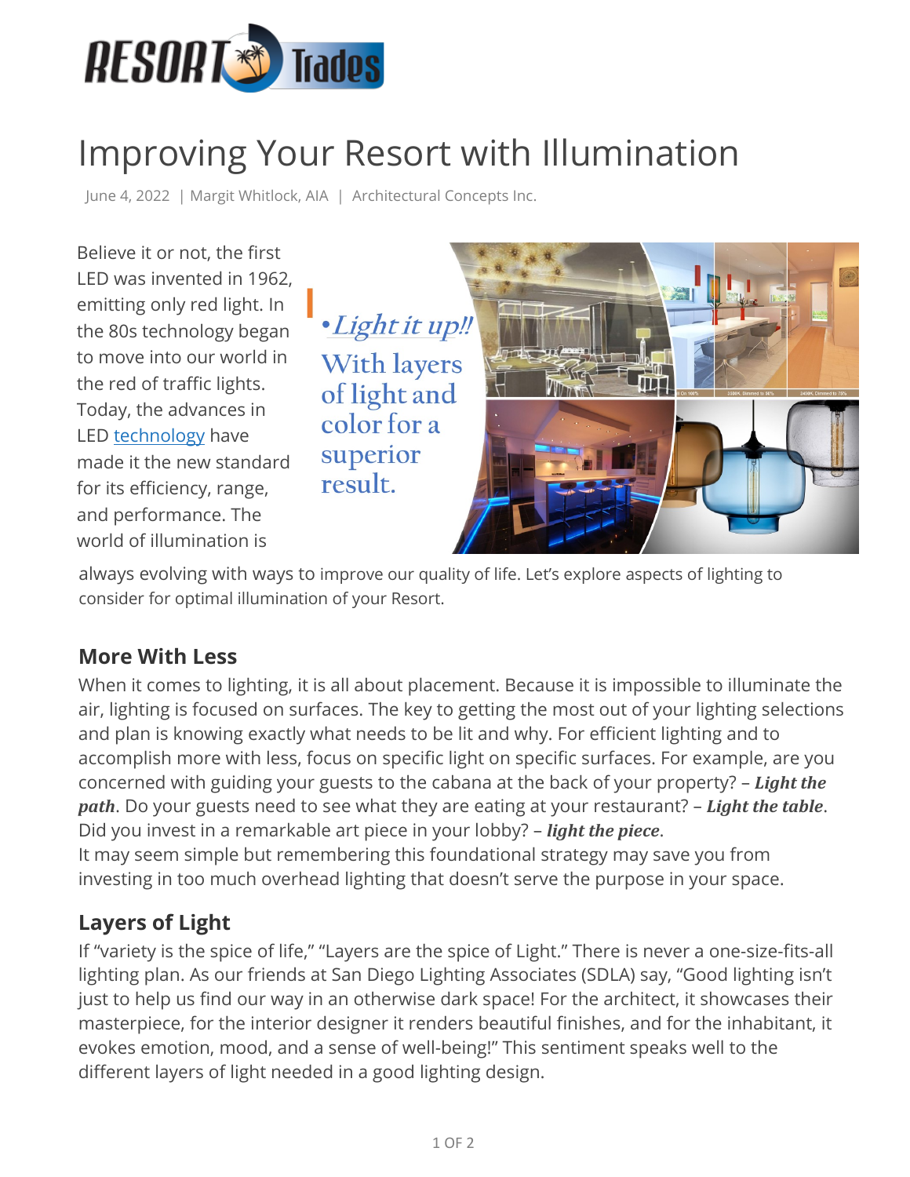# Improving Your Resort with Illumination

June 4, 2022 | Margit Whitlock, AIA | Architectural Concepts Inc.

*•Light it up!!* With layers of light and color for a superior result.

Believe it or not, the first LED was invented in 1962, emitting only red light. In the 80s technology began to move into our world in the red of traffic lights. Today, the advances in LED technology have made it the new standard for its efficiency, range, and performance. The world of illumination is always evolving with ways to improve our quality of life. Let's explore aspects of lighting to consider for optimal illumination of your Resort.

## More With Less

When it comes to lighting, it is all about placement. Because it is impossible to illuminate the air, lighting is focused on surfaces. The key to getting the most out of your lighting selections and plan is knowing exactly what needs to be lit and why. For efficient lighting and to accomplish more with less, focus on specific light on specific surfaces. For example, are you concerned with guiding your guests to the cabana at the back of your property? – ***Light the path***. Do your guests need to see what they are eating at your restaurant? – ***Light the table***. Did you invest in a remarkable art piece in your lobby? – ***light the piece***.
It may seem simple but remembering this foundational strategy may save you from investing in too much overhead lighting that doesn't serve the purpose in your space.

## Layers of Light

If "variety is the spice of life," "Layers are the spice of Light." There is never a one-size-fits-all lighting plan. As our friends at San Diego Lighting Associates (SDLA) say, "Good lighting isn't just to help us find our way in an otherwise dark space! For the architect, it showcases their masterpiece, for the interior designer it renders beautiful finishes, and for the inhabitant, it evokes emotion, mood, and a sense of well-being!" This sentiment speaks well to the different layers of light needed in a good lighting design.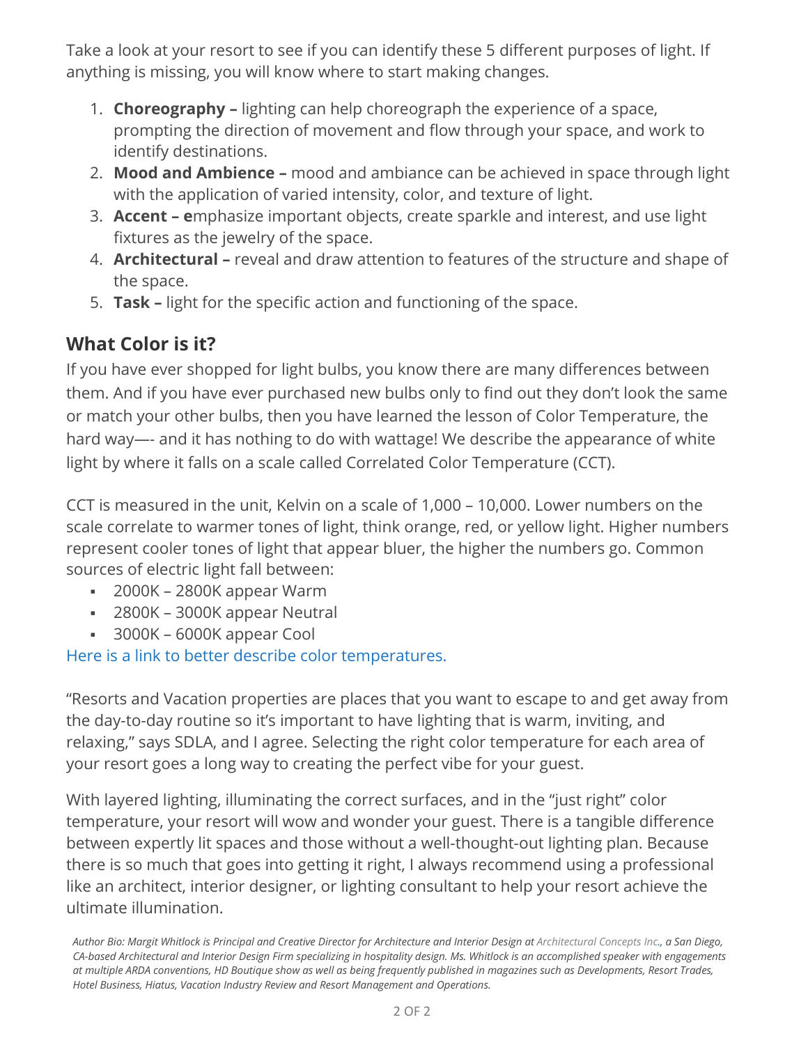Take a look at your resort to see if you can identify these 5 different purposes of light. If anything is missing, you will know where to start making changes.

1. **Choreography –** lighting can help choreograph the experience of a space, prompting the direction of movement and flow through your space, and work to identify destinations.
2. **Mood and Ambience –** mood and ambiance can be achieved in space through light with the application of varied intensity, color, and texture of light.
3. **Accent – e**mphasize important objects, create sparkle and interest, and use light fixtures as the jewelry of the space.
4. **Architectural –** reveal and draw attention to features of the structure and shape of the space.
5. **Task –** light for the specific action and functioning of the space.

## What Color is it?

If you have ever shopped for light bulbs, you know there are many differences between them. And if you have ever purchased new bulbs only to find out they don't look the same or match your other bulbs, then you have learned the lesson of Color Temperature, the hard way—- and it has nothing to do with wattage! We describe the appearance of white light by where it falls on a scale called Correlated Color Temperature (CCT).

CCT is measured in the unit, Kelvin on a scale of 1,000 – 10,000. Lower numbers on the scale correlate to warmer tones of light, think orange, red, or yellow light. Higher numbers represent cooler tones of light that appear bluer, the higher the numbers go. Common sources of electric light fall between:

- 2000K – 2800K appear Warm
- 2800K – 3000K appear Neutral
- 3000K – 6000K appear Cool

Here is a link to better describe color temperatures.

"Resorts and Vacation properties are places that you want to escape to and get away from the day-to-day routine so it's important to have lighting that is warm, inviting, and relaxing," says SDLA, and I agree. Selecting the right color temperature for each area of your resort goes a long way to creating the perfect vibe for your guest.

With layered lighting, illuminating the correct surfaces, and in the "just right" color temperature, your resort will wow and wonder your guest. There is a tangible difference between expertly lit spaces and those without a well-thought-out lighting plan. Because there is so much that goes into getting it right, I always recommend using a professional like an architect, interior designer, or lighting consultant to help your resort achieve the ultimate illumination.

*Author Bio: Margit Whitlock is Principal and Creative Director for Architecture and Interior Design at Architectural Concepts Inc., a San Diego, CA-based Architectural and Interior Design Firm specializing in hospitality design. Ms. Whitlock is an accomplished speaker with engagements at multiple ARDA conventions, HD Boutique show as well as being frequently published in magazines such as Developments, Resort Trades, Hotel Business, Hiatus, Vacation Industry Review and Resort Management and Operations.*